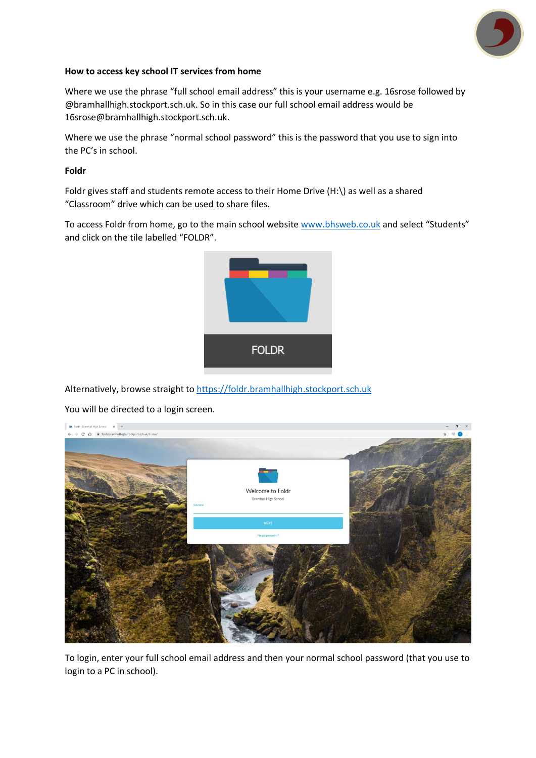**How to access key school IT services from home**

Where we use the phrase “full school email address” this is your username e.g. 16srose followed by @bramhallhigh.stockport.sch.uk. So in this case our full school email address would be 16srose@bramhallhigh.stockport.sch.uk.

Where we use the phrase “normal school password” this is the password that you use to sign into the PC’s in school.

**Foldr**

Foldr gives staff and students remote access to their Home Drive (H:\) as well as a shared “Classroom” drive which can be used to share files.

To access Foldr from home, go to the main school website [www.bhsweb.co.uk](http://www.bhsweb.co.uk) and select “Students” and click on the tile labelled “FOLDR”.

Alternatively, browse straight to [https://foldr.bramhallhigh.stockport.sch.uk](https://foldr.bramhallhigh.stockport.sch.uk)

You will be directed to a login screen.

To login, enter your full school email address and then your normal school password (that you use to login to a PC in school).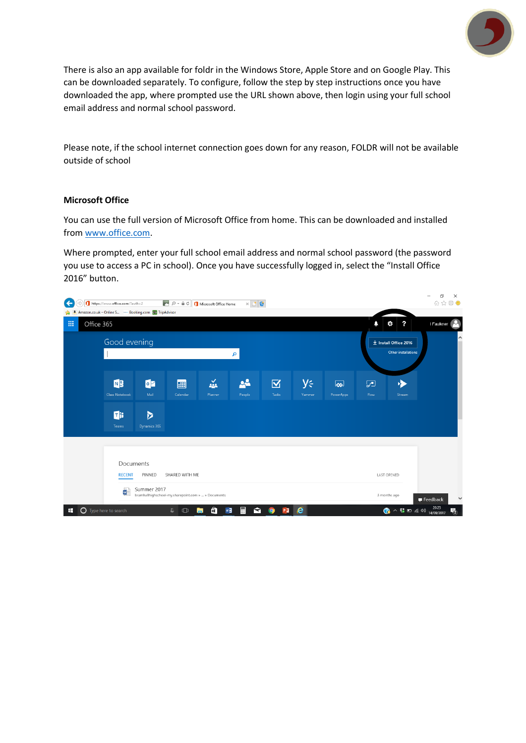There is also an app available for foldr in the Windows Store, Apple Store and on Google Play. This can be downloaded separately. To configure, follow the step by step instructions once you have downloaded the app, where prompted use the URL shown above, then login using your full school email address and normal school password.

Please note, if the school internet connection goes down for any reason, FOLDR will not be available outside of school

**Microsoft Office**

You can use the full version of Microsoft Office from home. This can be downloaded and installed from [www.office.com](http://www.office.com).

Where prompted, enter your full school email address and normal school password (the password you use to access a PC in school). Once you have successfully logged in, select the “Install Office 2016” button.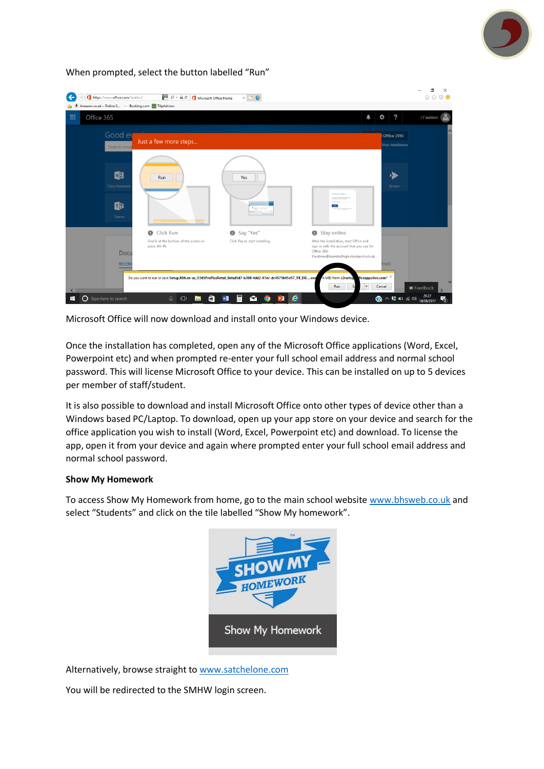When prompted, select the button labelled "Run"

Microsoft Office will now download and install onto your Windows device.

Once the installation has completed, open any of the Microsoft Office applications (Word, Excel, Powerpoint etc) and when prompted re-enter your full school email address and normal school password. This will license Microsoft Office to your device. This can be installed on up to 5 devices per member of staff/student.

It is also possible to download and install Microsoft Office onto other types of device other than a Windows based PC/Laptop. To download, open up your app store on your device and search for the office application you wish to install (Word, Excel, Powerpoint etc) and download. To license the app, open it from your device and again where prompted enter your full school email address and normal school password.

**Show My Homework**

To access Show My Homework from home, go to the main school website www.bhsweb.co.uk and select "Students" and click on the tile labelled "Show My homework".

Alternatively, browse straight to www.satchelone.com

You will be redirected to the SMHW login screen.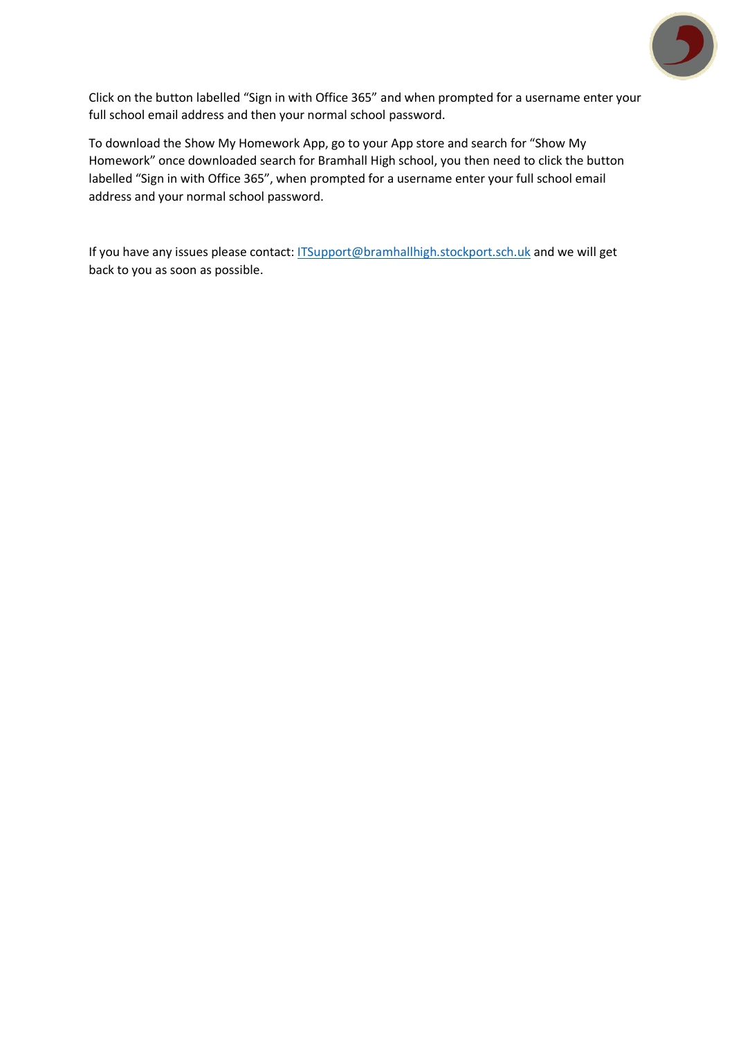Click on the button labelled “Sign in with Office 365” and when prompted for a username enter your full school email address and then your normal school password.

To download the Show My Homework App, go to your App store and search for “Show My Homework” once downloaded search for Bramhall High school, you then need to click the button labelled “Sign in with Office 365”, when prompted for a username enter your full school email address and your normal school password.

If you have any issues please contact: ITSupport@bramhallhigh.stockport.sch.uk and we will get back to you as soon as possible.